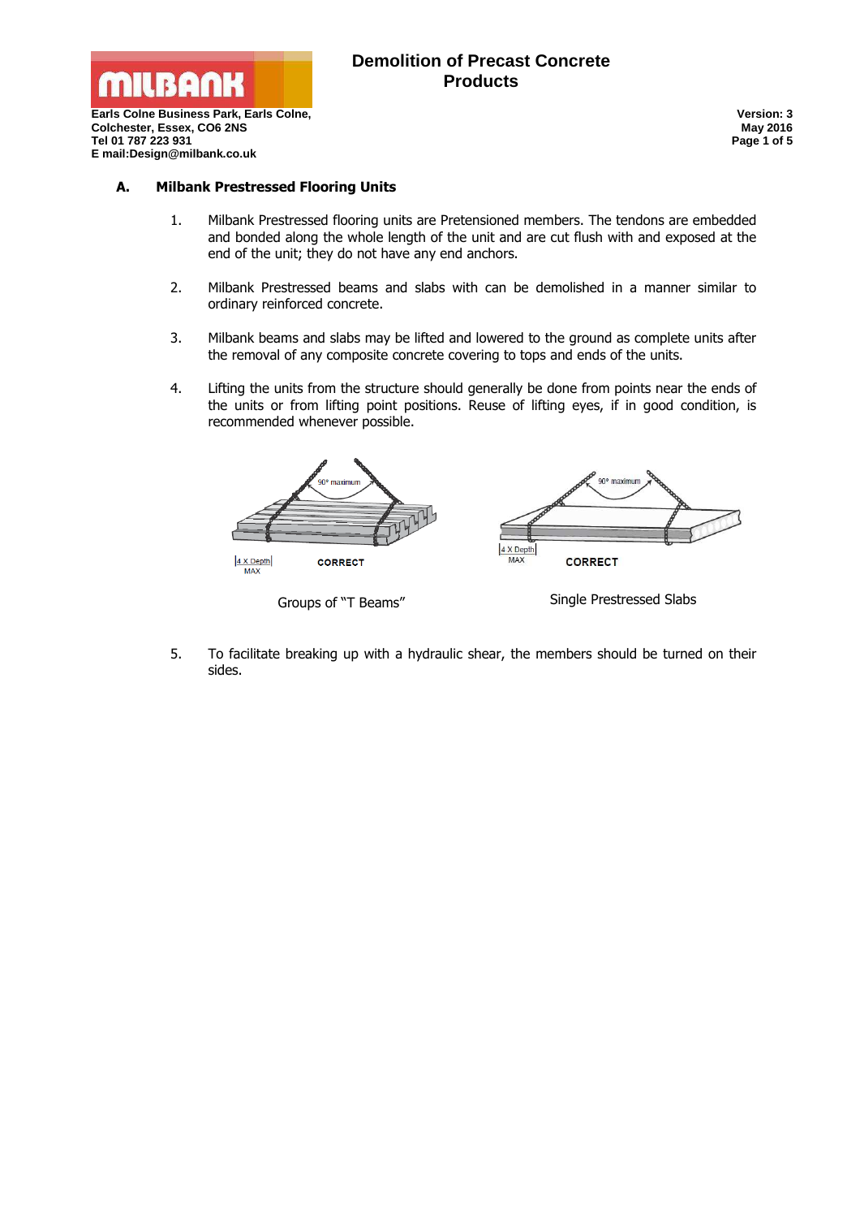Earls Colne Business Park, Earls Colne,
Colchester, Essex, CO6 2NS
Tel 01 787 223 931
E mail:Design@milbank.co.uk

# Demolition of Precast Concrete Products

Version: 3
May 2016

## A. Milbank Prestressed Flooring Units

1. Milbank Prestressed flooring units are Pretensioned members. The tendons are embedded and bonded along the whole length of the unit and are cut flush with and exposed at the end of the unit; they do not have any end anchors.

2. Milbank Prestressed beams and slabs with can be demolished in a manner similar to ordinary reinforced concrete.

3. Milbank beams and slabs may be lifted and lowered to the ground as complete units after the removal of any composite concrete covering to tops and ends of the units.

4. Lifting the units from the structure should generally be done from points near the ends of the units or from lifting point positions. Reuse of lifting eyes, if in good condition, is recommended whenever possible.

Groups of "T Beams"

Single Prestressed Slabs

5. To facilitate breaking up with a hydraulic shear, the members should be turned on their sides.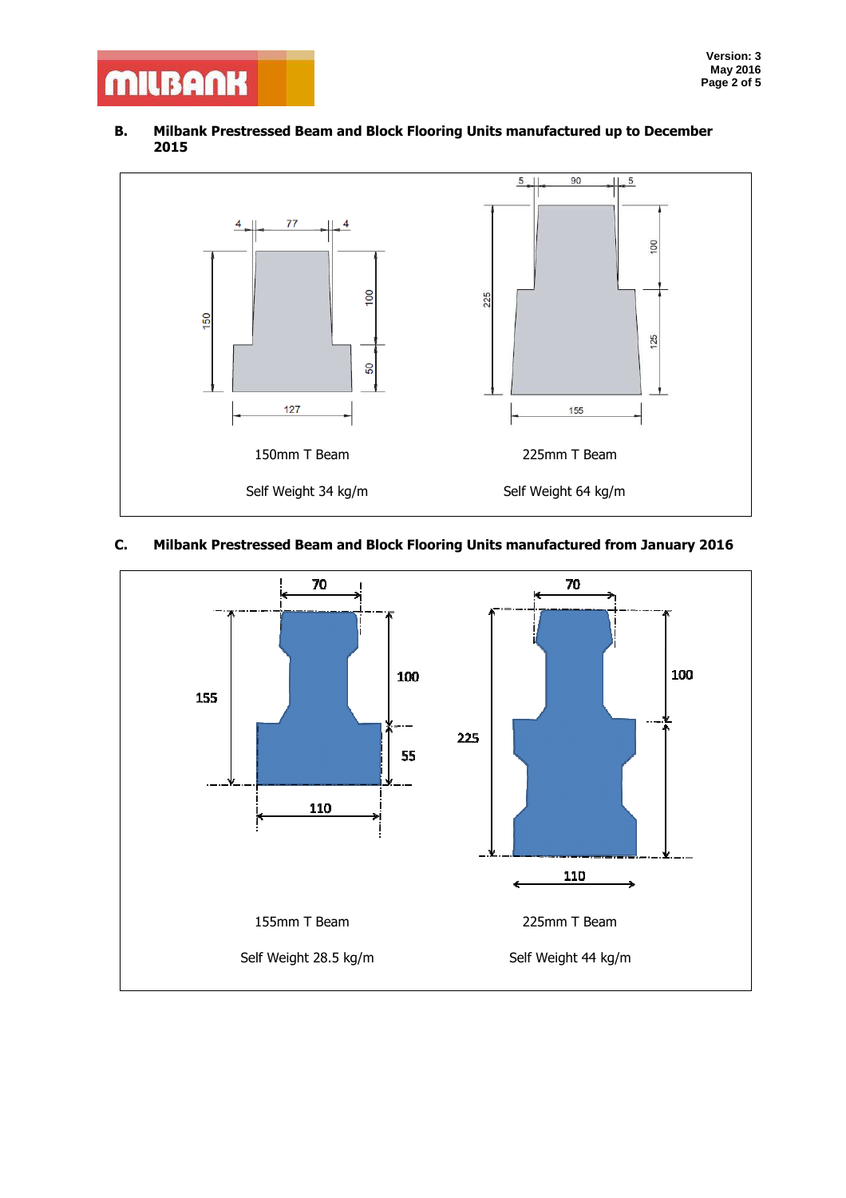## B. Milbank Prestressed Beam and Block Flooring Units manufactured up to December 2015

150mm T Beam

Self Weight 34 kg/m

225mm T Beam

Self Weight 64 kg/m

## C. Milbank Prestressed Beam and Block Flooring Units manufactured from January 2016

155mm T Beam

Self Weight 28.5 kg/m

225mm T Beam

Self Weight 44 kg/m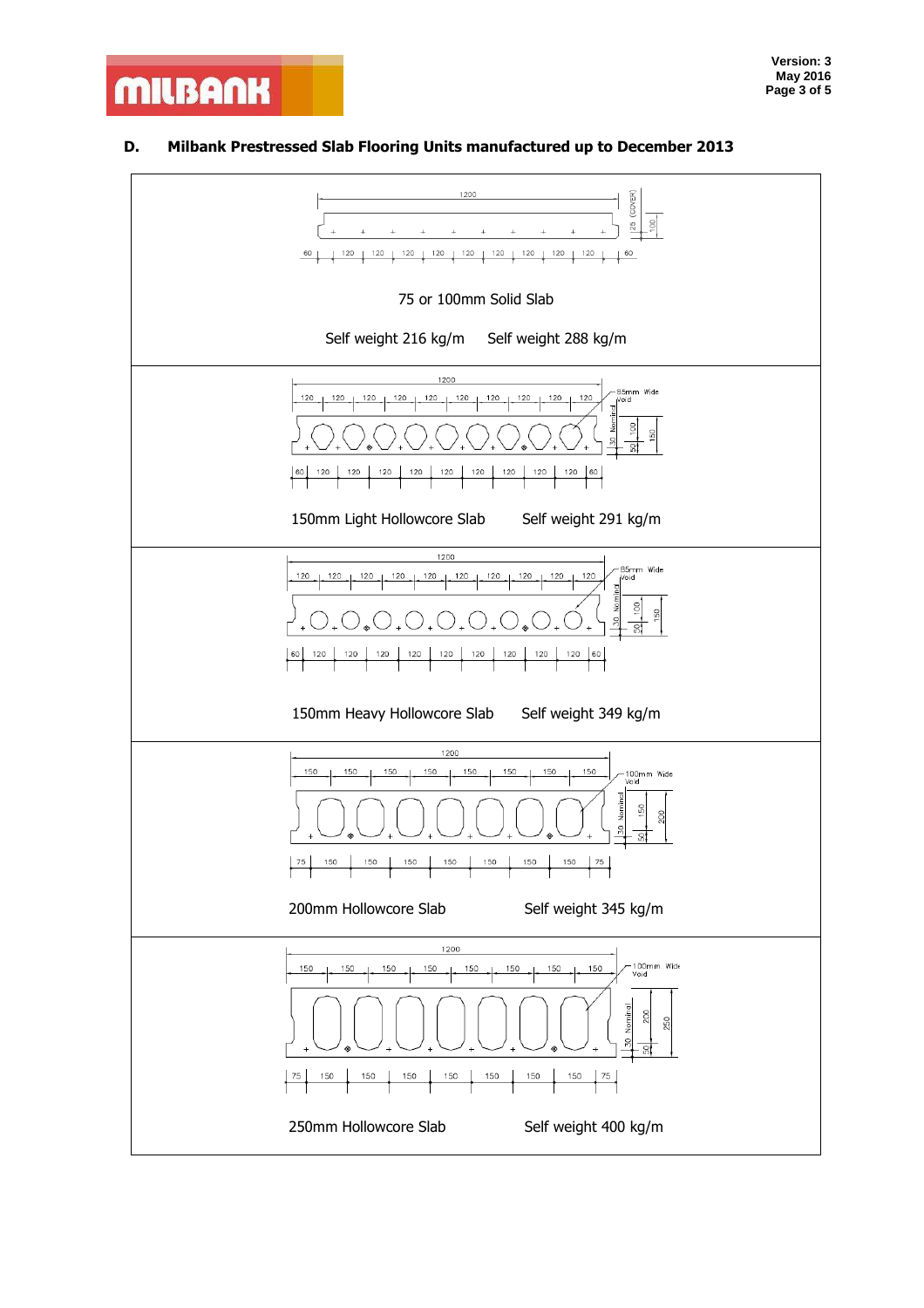### D. Milbank Prestressed Slab Flooring Units manufactured up to December 2013

| |
|---|
| 75 or 100mm Solid Slab<br>Self weight 216 kg/m &nbsp;&nbsp;&nbsp; Self weight 288 kg/m |
| 150mm Light Hollowcore Slab &nbsp;&nbsp;&nbsp; Self weight 291 kg/m |
| 150mm Heavy Hollowcore Slab &nbsp;&nbsp;&nbsp; Self weight 349 kg/m |
| 200mm Hollowcore Slab &nbsp;&nbsp;&nbsp; Self weight 345 kg/m |
| 250mm Hollowcore Slab &nbsp;&nbsp;&nbsp; Self weight 400 kg/m |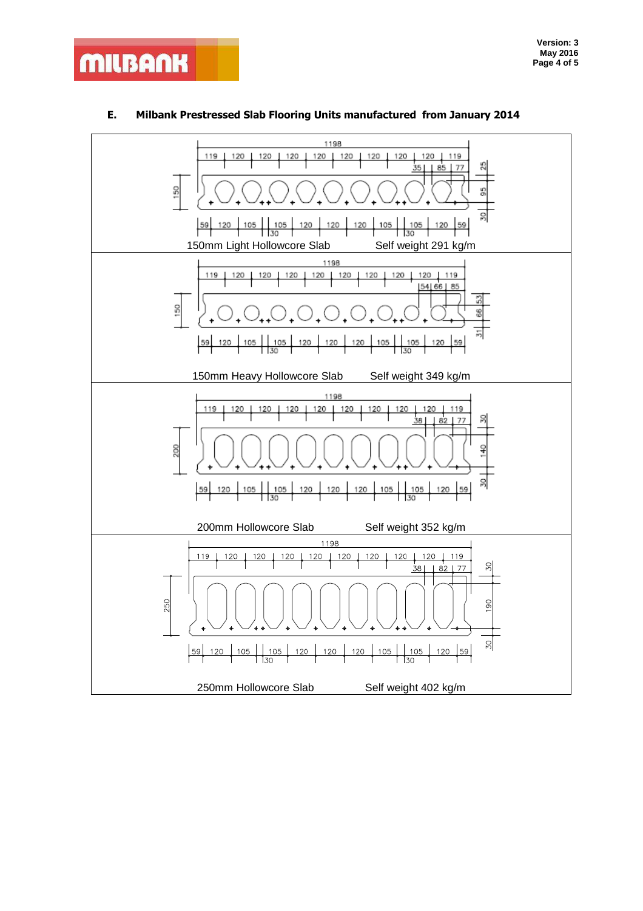## E. Milbank Prestressed Slab Flooring Units manufactured from January 2014

150mm Light Hollowcore Slab — Self weight 291 kg/m

150mm Heavy Hollowcore Slab — Self weight 349 kg/m

200mm Hollowcore Slab — Self weight 352 kg/m

250mm Hollowcore Slab — Self weight 402 kg/m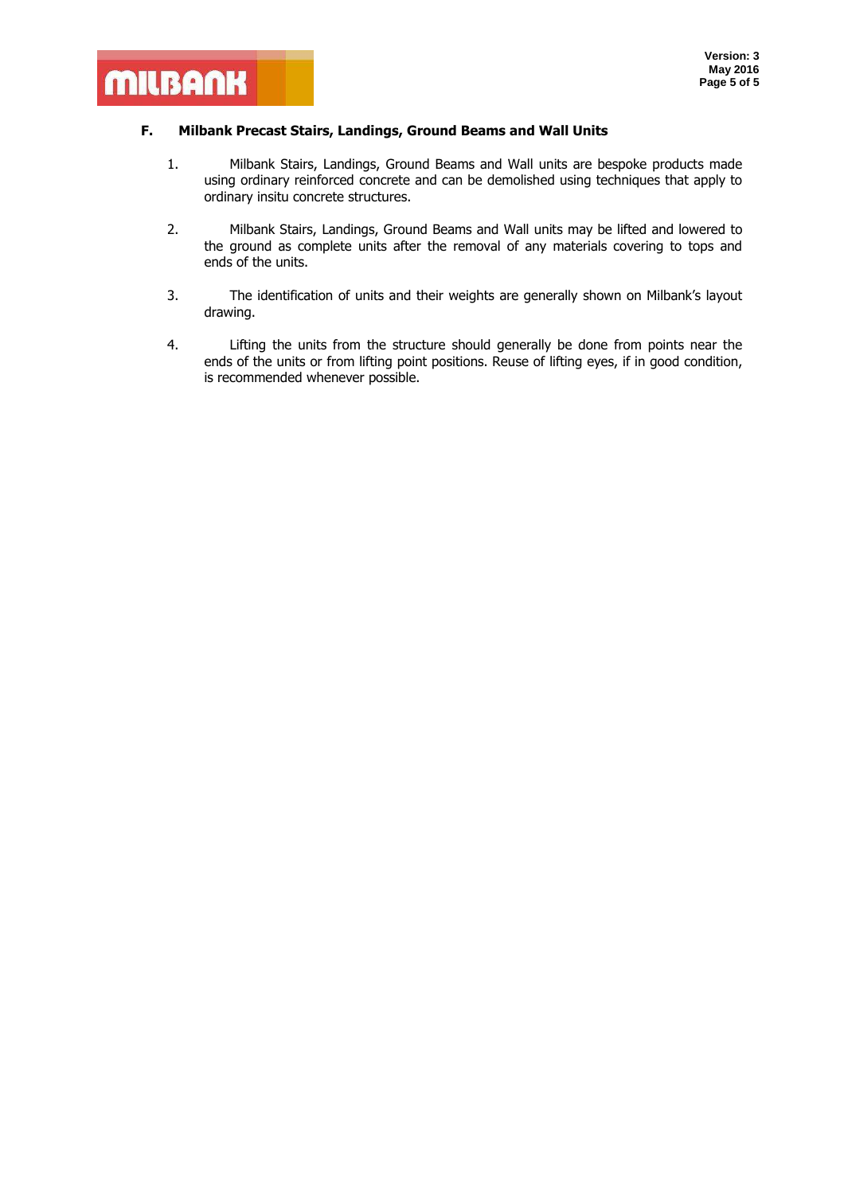## F. Milbank Precast Stairs, Landings, Ground Beams and Wall Units

1. Milbank Stairs, Landings, Ground Beams and Wall units are bespoke products made using ordinary reinforced concrete and can be demolished using techniques that apply to ordinary insitu concrete structures.

2. Milbank Stairs, Landings, Ground Beams and Wall units may be lifted and lowered to the ground as complete units after the removal of any materials covering to tops and ends of the units.

3. The identification of units and their weights are generally shown on Milbank's layout drawing.

4. Lifting the units from the structure should generally be done from points near the ends of the units or from lifting point positions. Reuse of lifting eyes, if in good condition, is recommended whenever possible.